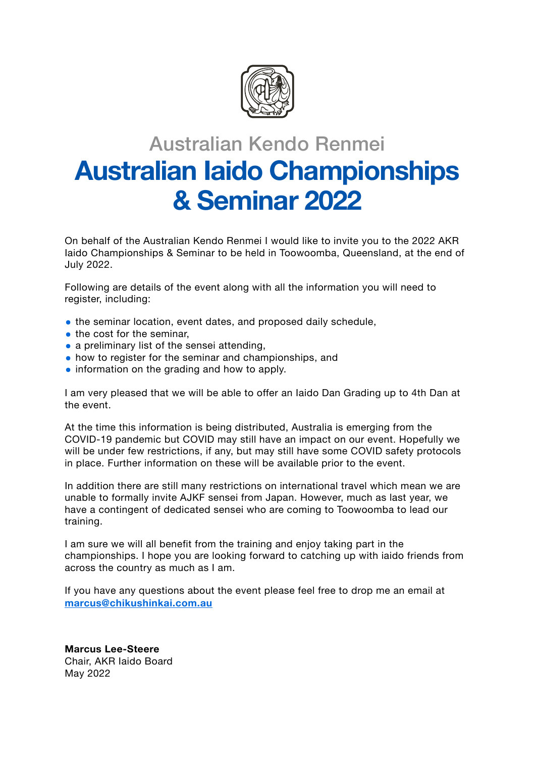Australian Kendo Renmei

# Australian Iaido Championships & Seminar 2022

On behalf of the Australian Kendo Renmei I would like to invite you to the 2022 AKR Iaido Championships & Seminar to be held in Toowoomba, Queensland, at the end of July 2022.

Following are details of the event along with all the information you will need to register, including:

- the seminar location, event dates, and proposed daily schedule,
- the cost for the seminar,
- a preliminary list of the sensei attending,
- how to register for the seminar and championships, and
- information on the grading and how to apply.

I am very pleased that we will be able to offer an Iaido Dan Grading up to 4th Dan at the event.

At the time this information is being distributed, Australia is emerging from the COVID-19 pandemic but COVID may still have an impact on our event. Hopefully we will be under few restrictions, if any, but may still have some COVID safety protocols in place. Further information on these will be available prior to the event.

In addition there are still many restrictions on international travel which mean we are unable to formally invite AJKF sensei from Japan. However, much as last year, we have a contingent of dedicated sensei who are coming to Toowoomba to lead our training.

I am sure we will all benefit from the training and enjoy taking part in the championships. I hope you are looking forward to catching up with iaido friends from across the country as much as I am.

If you have any questions about the event please feel free to drop me an email at **marcus@chikushinkai.com.au**

**Marcus Lee-Steere**
Chair, AKR Iaido Board
May 2022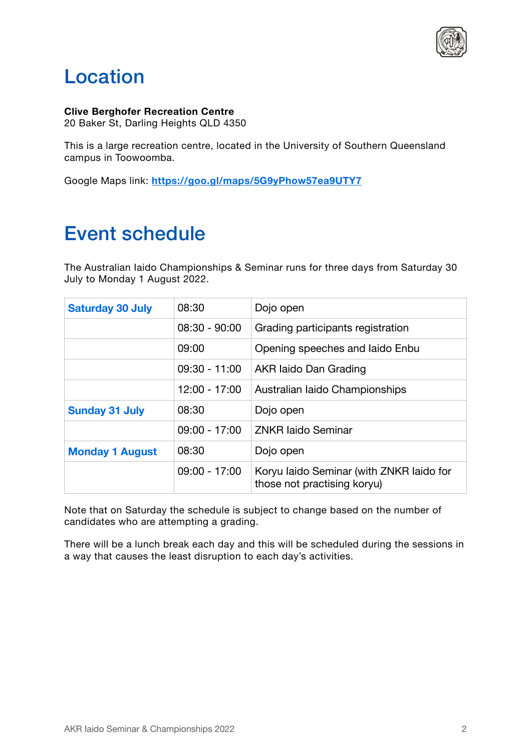# Location

**Clive Berghofer Recreation Centre**
20 Baker St, Darling Heights QLD 4350

This is a large recreation centre, located in the University of Southern Queensland campus in Toowoomba.

Google Maps link: **https://goo.gl/maps/5G9yPhow57ea9UTY7**

# Event schedule

The Australian Iaido Championships & Seminar runs for three days from Saturday 30 July to Monday 1 August 2022.

| | | |
|---|---|---|
| **Saturday 30 July** | 08:30 | Dojo open |
| | 08:30 - 90:00 | Grading participants registration |
| | 09:00 | Opening speeches and Iaido Enbu |
| | 09:30 - 11:00 | AKR Iaido Dan Grading |
| | 12:00 - 17:00 | Australian Iaido Championships |
| **Sunday 31 July** | 08:30 | Dojo open |
| | 09:00 - 17:00 | ZNKR Iaido Seminar |
| **Monday 1 August** | 08:30 | Dojo open |
| | 09:00 - 17:00 | Koryu Iaido Seminar (with ZNKR Iaido for those not practising koryu) |

Note that on Saturday the schedule is subject to change based on the number of candidates who are attempting a grading.

There will be a lunch break each day and this will be scheduled during the sessions in a way that causes the least disruption to each day's activities.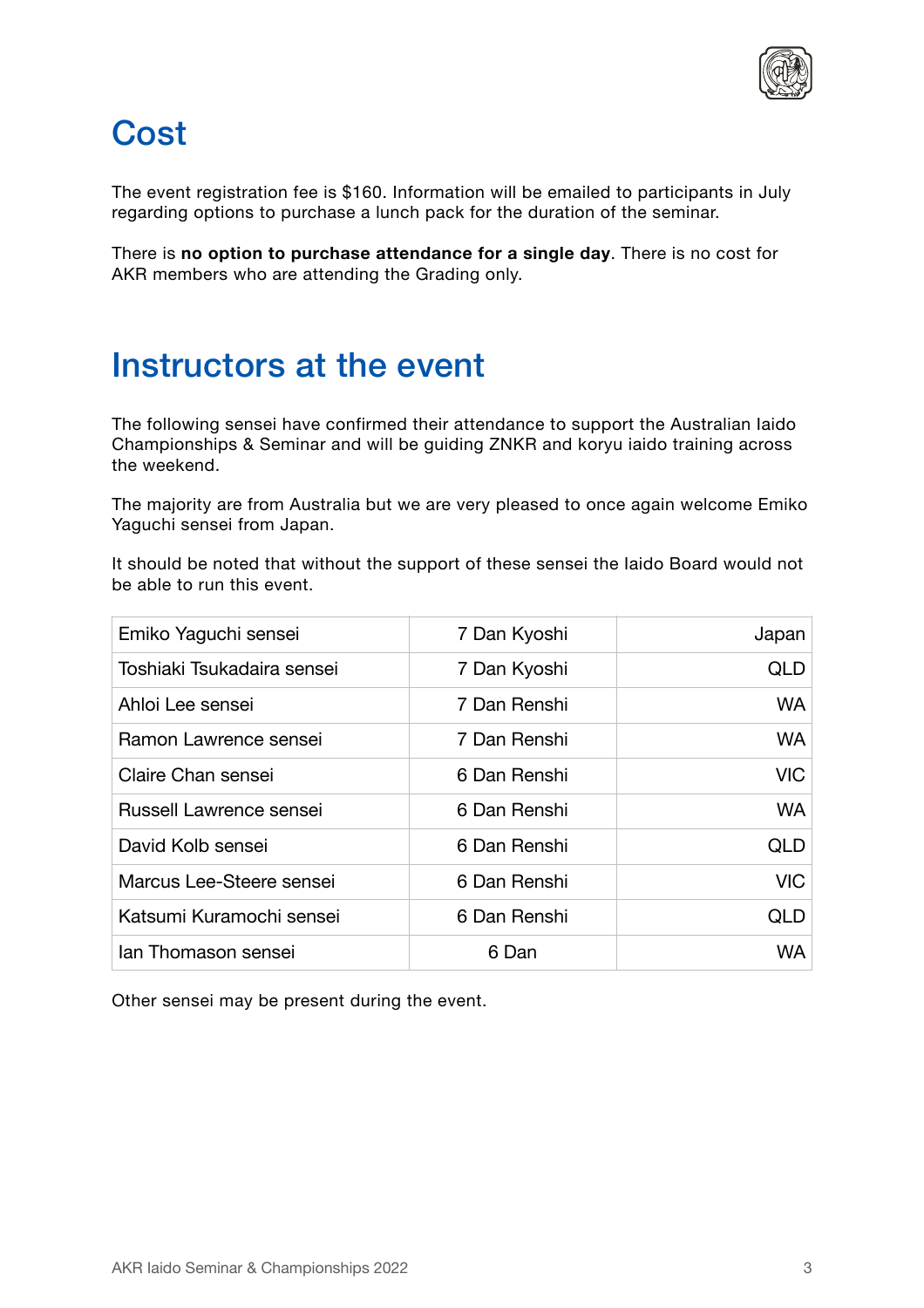## Cost

The event registration fee is $160. Information will be emailed to participants in July regarding options to purchase a lunch pack for the duration of the seminar.

There is **no option to purchase attendance for a single day**. There is no cost for AKR members who are attending the Grading only.

## Instructors at the event

The following sensei have confirmed their attendance to support the Australian Iaido Championships & Seminar and will be guiding ZNKR and koryu iaido training across the weekend.

The majority are from Australia but we are very pleased to once again welcome Emiko Yaguchi sensei from Japan.

It should be noted that without the support of these sensei the Iaido Board would not be able to run this event.

| | | |
|---|---|---|
| Emiko Yaguchi sensei | 7 Dan Kyoshi | Japan |
| Toshiaki Tsukadaira sensei | 7 Dan Kyoshi | QLD |
| Ahloi Lee sensei | 7 Dan Renshi | WA |
| Ramon Lawrence sensei | 7 Dan Renshi | WA |
| Claire Chan sensei | 6 Dan Renshi | VIC |
| Russell Lawrence sensei | 6 Dan Renshi | WA |
| David Kolb sensei | 6 Dan Renshi | QLD |
| Marcus Lee-Steere sensei | 6 Dan Renshi | VIC |
| Katsumi Kuramochi sensei | 6 Dan Renshi | QLD |
| Ian Thomason sensei | 6 Dan | WA |

Other sensei may be present during the event.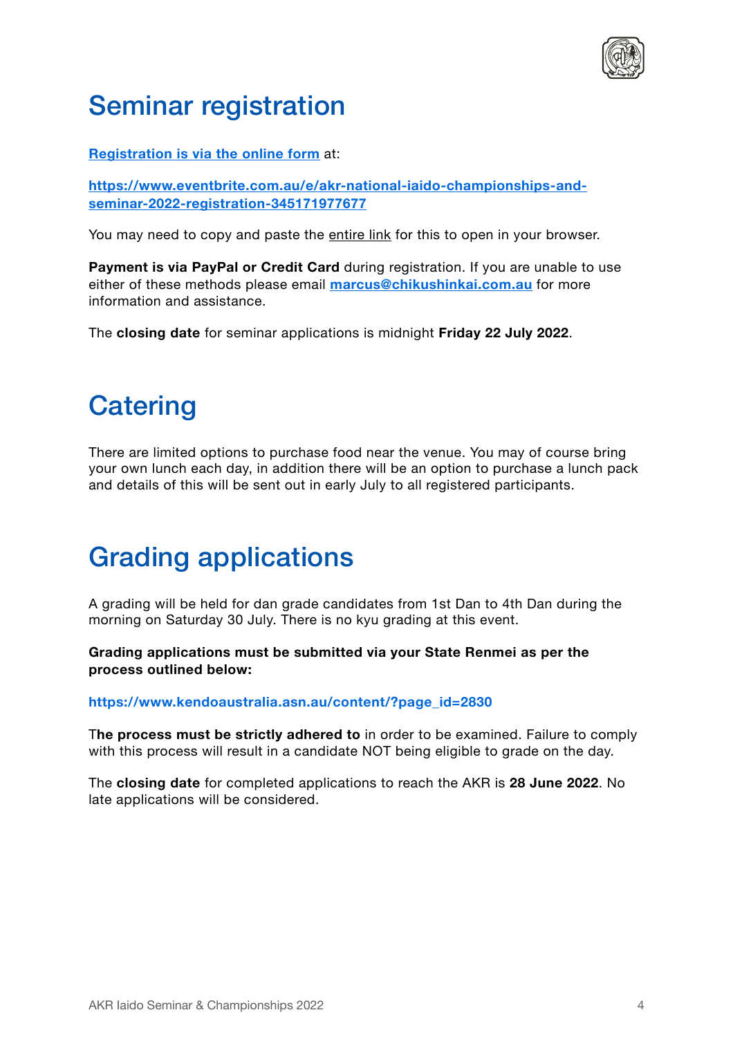# Seminar registration

**[Registration is via the online form](https://www.eventbrite.com.au/e/akr-national-iaido-championships-and-seminar-2022-registration-345171977677)** at:

**https://www.eventbrite.com.au/e/akr-national-iaido-championships-and-seminar-2022-registration-345171977677**

You may need to copy and paste the entire link for this to open in your browser.

**Payment is via PayPal or Credit Card** during registration. If you are unable to use either of these methods please email **marcus@chikushinkai.com.au** for more information and assistance.

The **closing date** for seminar applications is midnight **Friday 22 July 2022**.

# Catering

There are limited options to purchase food near the venue. You may of course bring your own lunch each day, in addition there will be an option to purchase a lunch pack and details of this will be sent out in early July to all registered participants.

# Grading applications

A grading will be held for dan grade candidates from 1st Dan to 4th Dan during the morning on Saturday 30 July. There is no kyu grading at this event.

**Grading applications must be submitted via your State Renmei as per the process outlined below:**

**https://www.kendoaustralia.asn.au/content/?page_id=2830**

**The process must be strictly adhered to** in order to be examined. Failure to comply with this process will result in a candidate NOT being eligible to grade on the day.

The **closing date** for completed applications to reach the AKR is **28 June 2022**. No late applications will be considered.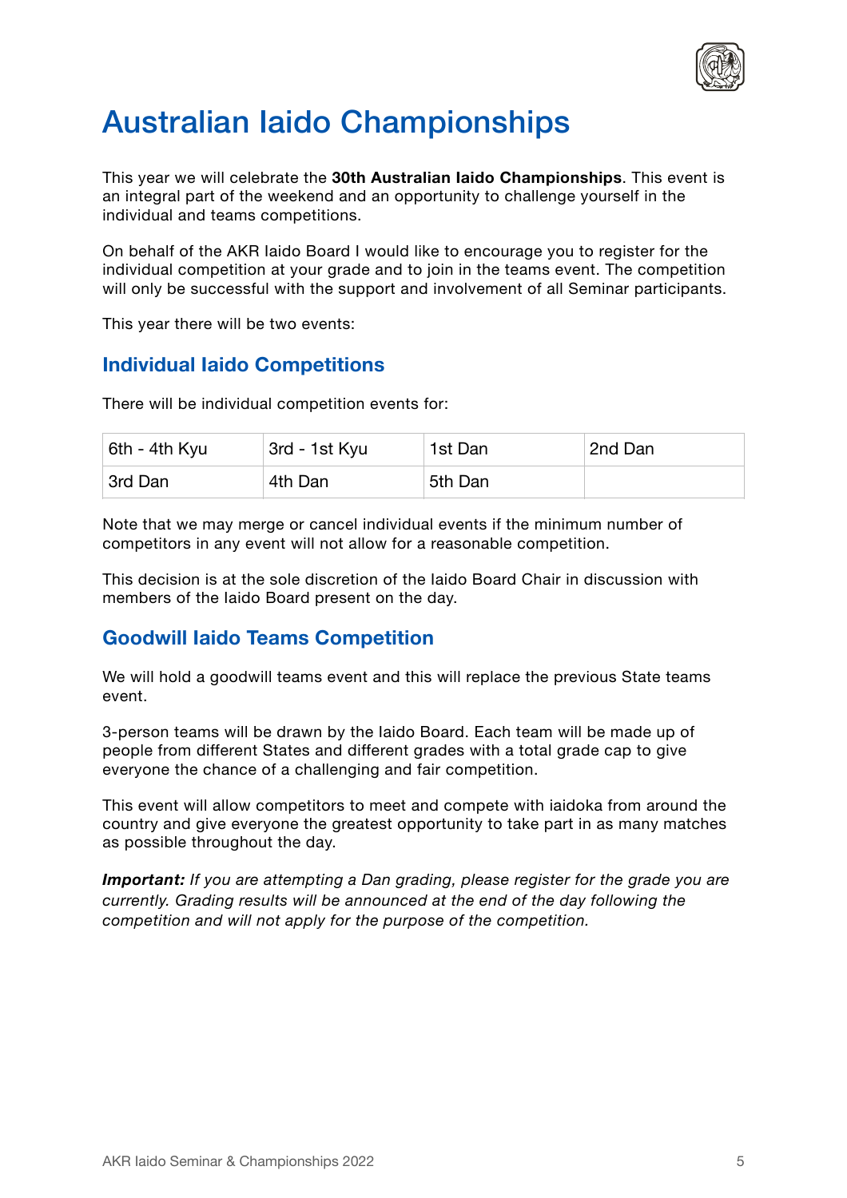# Australian Iaido Championships

This year we will celebrate the **30th Australian Iaido Championships**. This event is an integral part of the weekend and an opportunity to challenge yourself in the individual and teams competitions.

On behalf of the AKR Iaido Board I would like to encourage you to register for the individual competition at your grade and to join in the teams event. The competition will only be successful with the support and involvement of all Seminar participants.

This year there will be two events:

## Individual Iaido Competitions

There will be individual competition events for:

| | | | |
|---|---|---|---|
| 6th - 4th Kyu | 3rd - 1st Kyu | 1st Dan | 2nd Dan |
| 3rd Dan | 4th Dan | 5th Dan | |

Note that we may merge or cancel individual events if the minimum number of competitors in any event will not allow for a reasonable competition.

This decision is at the sole discretion of the Iaido Board Chair in discussion with members of the Iaido Board present on the day.

## Goodwill Iaido Teams Competition

We will hold a goodwill teams event and this will replace the previous State teams event.

3-person teams will be drawn by the Iaido Board. Each team will be made up of people from different States and different grades with a total grade cap to give everyone the chance of a challenging and fair competition.

This event will allow competitors to meet and compete with iaidoka from around the country and give everyone the greatest opportunity to take part in as many matches as possible throughout the day.

***Important:*** *If you are attempting a Dan grading, please register for the grade you are currently. Grading results will be announced at the end of the day following the competition and will not apply for the purpose of the competition.*